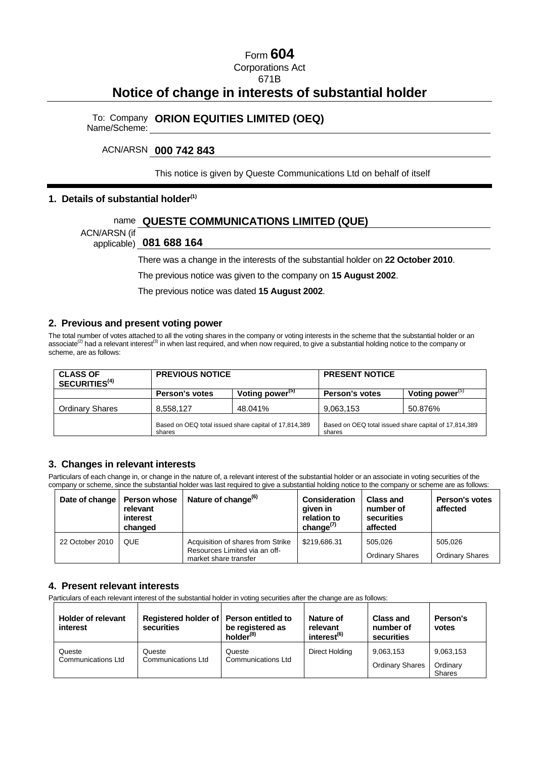# Form 604

Corporations Act

671B

# Notice of change in interests of substantial holder

To: Company Name/Scheme: **ORION EQUITIES LIMITED (OEQ)**

ACN/ARSN **000 742 843**

This notice is given by Queste Communications Ltd on behalf of itself

## 1. Details of substantial holder[(1)]

name **QUESTE COMMUNICATIONS LIMITED (QUE)**

ACN/ARSN (if applicable) **081 688 164**

There was a change in the interests of the substantial holder on **22 October 2010**.

The previous notice was given to the company on **15 August 2002**.

The previous notice was dated **15 August 2002**.

## 2. Previous and present voting power

The total number of votes attached to all the voting shares in the company or voting interests in the scheme that the substantial holder or an associate[(2)] had a relevant interest[(3)] in when last required, and when now required, to give a substantial holding notice to the company or scheme, are as follows:

| CLASS OF SECURITIES[(4)] | PREVIOUS NOTICE | | PRESENT NOTICE | |
|---|---|---|---|---|
| | Person's votes | Voting power[(5)] | Person's votes | Voting power[(5)] |
| Ordinary Shares | 8,558,127 | 48.041% | 9,063,153 | 50.876% |
| | Based on OEQ total issued share capital of 17,814,389 shares | | Based on OEQ total issued share capital of 17,814,389 shares | |

## 3. Changes in relevant interests

Particulars of each change in, or change in the nature of, a relevant interest of the substantial holder or an associate in voting securities of the company or scheme, since the substantial holder was last required to give a substantial holding notice to the company or scheme are as follows:

| Date of change | Person whose relevant interest changed | Nature of change[(6)] | Consideration given in relation to change[(7)] | Class and number of securities affected | Person's votes affected |
|---|---|---|---|---|---|
| 22 October 2010 | QUE | Acquisition of shares from Strike Resources Limited via an off-market share transfer | $219,686.31 | 505,026 Ordinary Shares | 505,026 Ordinary Shares |

## 4. Present relevant interests

Particulars of each relevant interest of the substantial holder in voting securities after the change are as follows:

| Holder of relevant interest | Registered holder of securities | Person entitled to be registered as holder[(8)] | Nature of relevant interest[(6)] | Class and number of securities | Person's votes |
|---|---|---|---|---|---|
| Queste Communications Ltd | Queste Communications Ltd | Queste Communications Ltd | Direct Holding | 9,063,153 Ordinary Shares | 9,063,153 Ordinary Shares |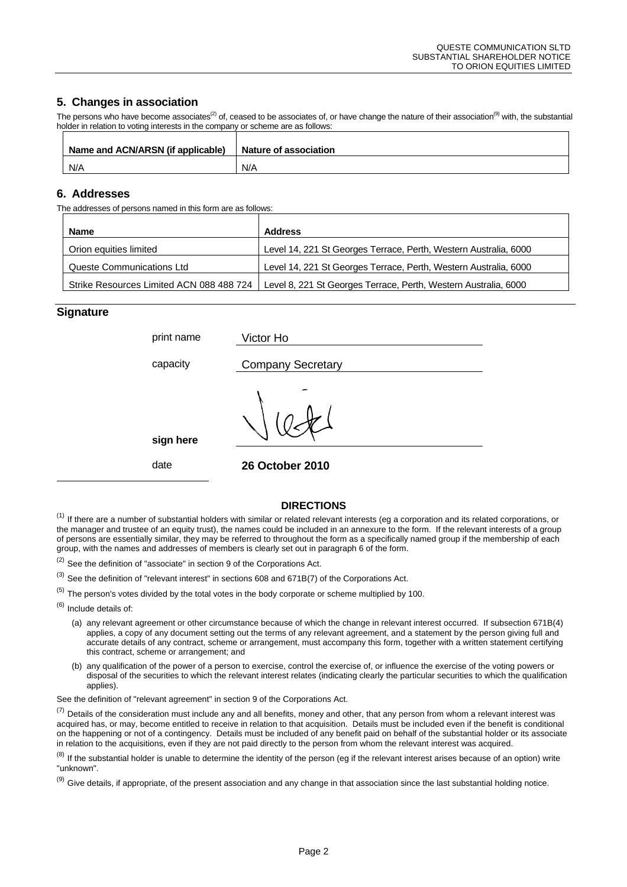## 5. Changes in association

The persons who have become associates[2] of, ceased to be associates of, or have change the nature of their association[9] with, the substantial holder in relation to voting interests in the company or scheme are as follows:

| Name and ACN/ARSN (if applicable) | Nature of association |
| --- | --- |
| N/A | N/A |

## 6. Addresses

The addresses of persons named in this form are as follows:

| Name | Address |
| --- | --- |
| Orion equities limited | Level 14, 221 St Georges Terrace, Perth, Western Australia, 6000 |
| Queste Communications Ltd | Level 14, 221 St Georges Terrace, Perth, Western Australia, 6000 |
| Strike Resources Limited ACN 088 488 724 | Level 8, 221 St Georges Terrace, Perth, Western Australia, 6000 |

## Signature

print name Victor Ho

capacity Company Secretary

**sign here**

date **26 October 2010**

### DIRECTIONS

[1] If there are a number of substantial holders with similar or related relevant interests (eg a corporation and its related corporations, or the manager and trustee of an equity trust), the names could be included in an annexure to the form. If the relevant interests of a group of persons are essentially similar, they may be referred to throughout the form as a specifically named group if the membership of each group, with the names and addresses of members is clearly set out in paragraph 6 of the form.

[2] See the definition of "associate" in section 9 of the Corporations Act.

[3] See the definition of "relevant interest" in sections 608 and 671B(7) of the Corporations Act.

[5] The person's votes divided by the total votes in the body corporate or scheme multiplied by 100.

[6] Include details of:

(a) any relevant agreement or other circumstance because of which the change in relevant interest occurred. If subsection 671B(4) applies, a copy of any document setting out the terms of any relevant agreement, and a statement by the person giving full and accurate details of any contract, scheme or arrangement, must accompany this form, together with a written statement certifying this contract, scheme or arrangement; and

(b) any qualification of the power of a person to exercise, control the exercise of, or influence the exercise of the voting powers or disposal of the securities to which the relevant interest relates (indicating clearly the particular securities to which the qualification applies).

See the definition of "relevant agreement" in section 9 of the Corporations Act.

[7] Details of the consideration must include any and all benefits, money and other, that any person from whom a relevant interest was acquired has, or may, become entitled to receive in relation to that acquisition. Details must be included even if the benefit is conditional on the happening or not of a contingency. Details must be included of any benefit paid on behalf of the substantial holder or its associate in relation to the acquisitions, even if they are not paid directly to the person from whom the relevant interest was acquired.

[8] If the substantial holder is unable to determine the identity of the person (eg if the relevant interest arises because of an option) write "unknown".

[9] Give details, if appropriate, of the present association and any change in that association since the last substantial holding notice.